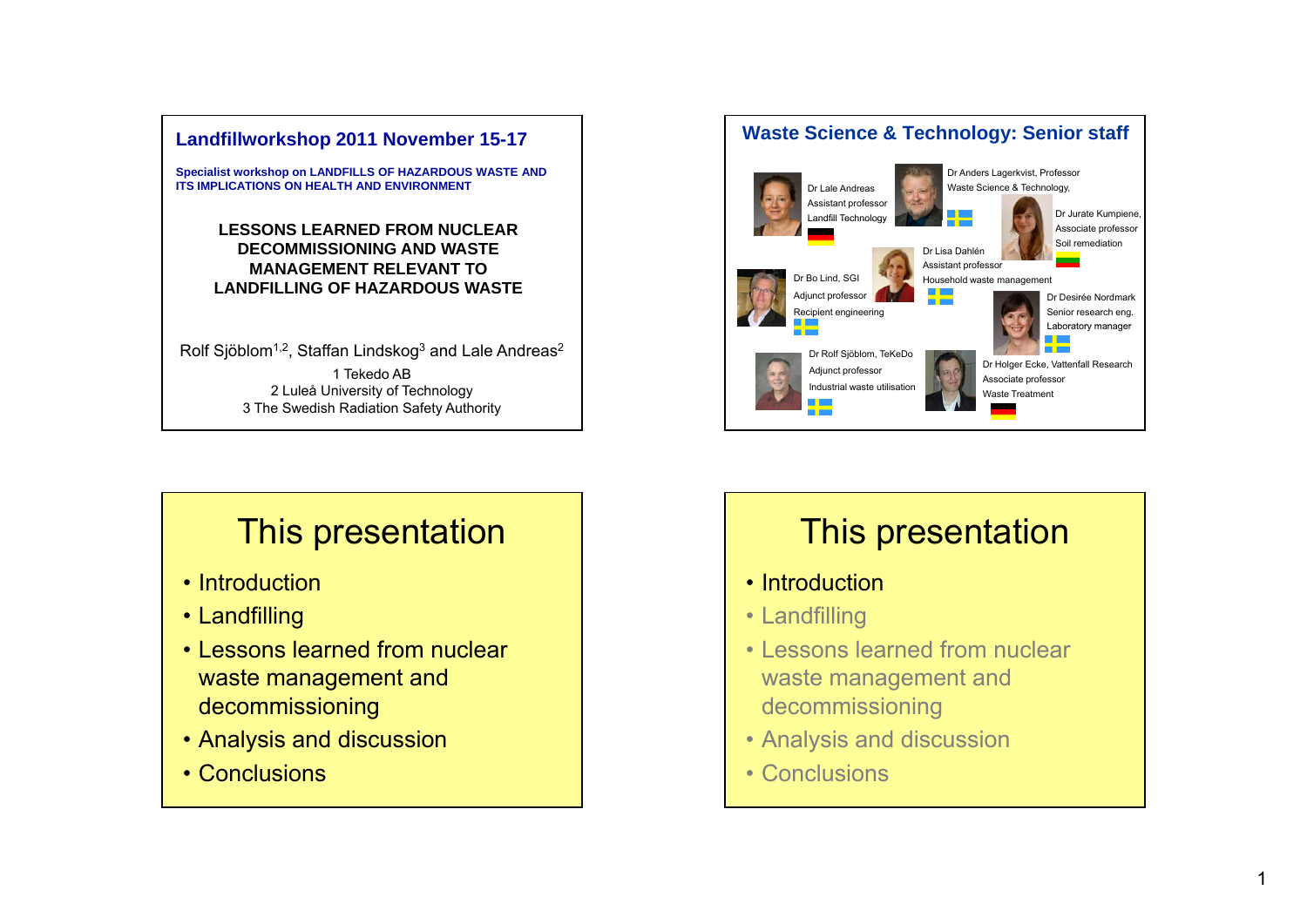## Landfillworkshop 2011 November 15-17

**Specialist workshop on LANDFILLS OF HAZARDOUS WASTE AND ITS IMPLICATIONS ON HEALTH AND ENVIRONMENT**

**LESSONS LEARNED FROM NUCLEAR DECOMMISSIONING AND WASTE MANAGEMENT RELEVANT TO LANDFILLING OF HAZARDOUS WASTE**

Rolf Sjöblom[1,2], Staffan Lindskog[3] and Lale Andreas[2]

1 Tekedo AB
2 Luleå University of Technology
3 The Swedish Radiation Safety Authority

## Waste Science & Technology: Senior staff

Dr Lale Andreas
Assistant professor
Landfill Technology

Dr Anders Lagerkvist, Professor
Waste Science & Technology,

Dr Jurate Kumpiene,
Associate professor
Soil remediation

Dr Lisa Dahlén
Assistant professor
Household waste management

Dr Bo Lind, SGI
Adjunct professor
Recipient engineering

Dr Desirée Nordmark
Senior research eng.
Laboratory manager

Dr Rolf Sjöblom, TeKeDo
Adjunct professor
Industrial waste utilisation

Dr Holger Ecke, Vattenfall Research
Associate professor
Waste Treatment

## This presentation

- Introduction
- Landfilling
- Lessons learned from nuclear waste management and decommissioning
- Analysis and discussion
- Conclusions

## This presentation

- Introduction
- Landfilling
- Lessons learned from nuclear waste management and decommissioning
- Analysis and discussion
- Conclusions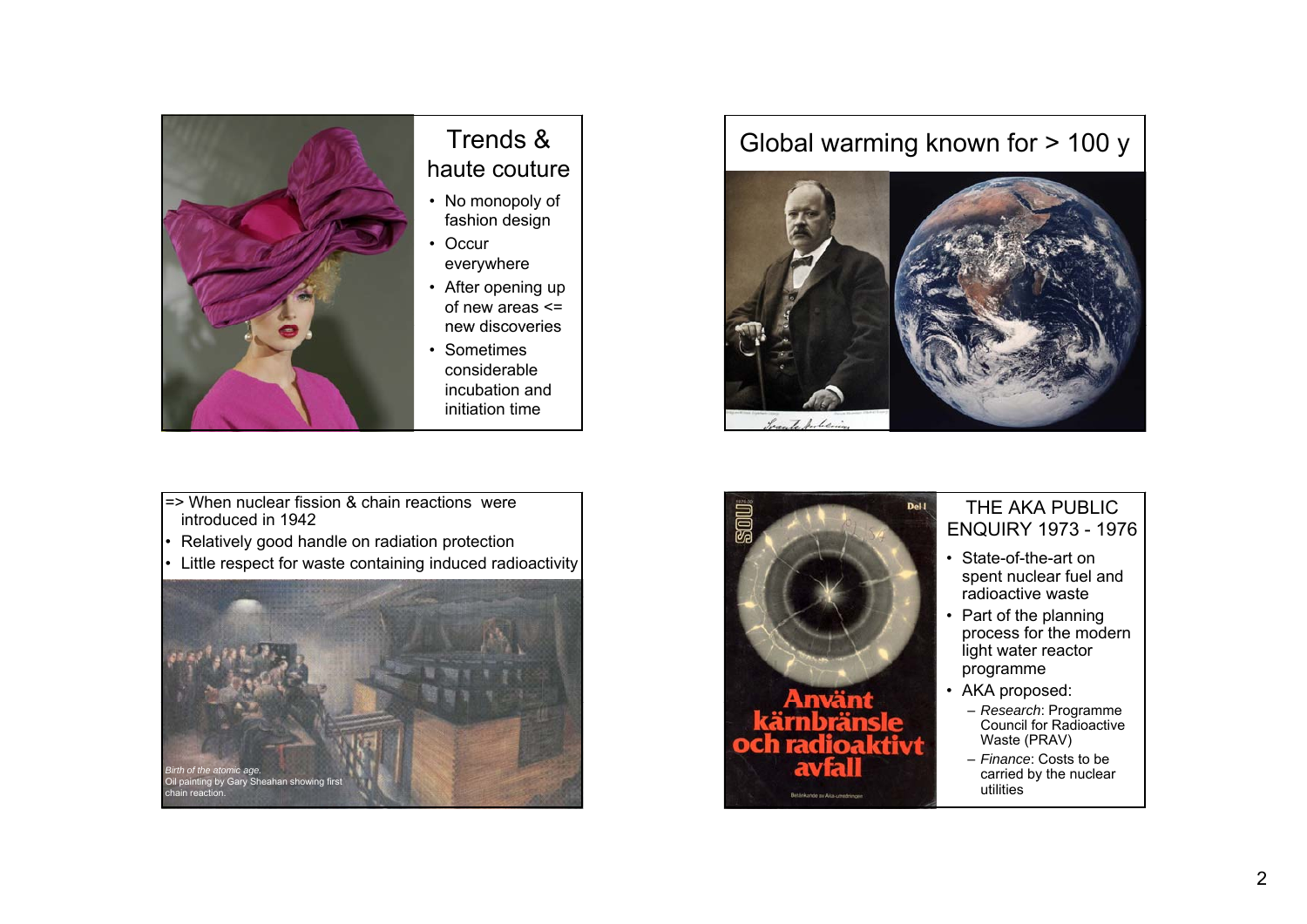## Trends & haute couture

- No monopoly of fashion design
- Occur everywhere
- After opening up of new areas <= new discoveries
- Sometimes considerable incubation and initiation time

## Global warming known for > 100 y

=> When nuclear fission & chain reactions were introduced in 1942

- Relatively good handle on radiation protection
- Little respect for waste containing induced radioactivity

*Birth of the atomic age.*
Oil painting by Gary Sheahan showing first chain reaction.

## THE AKA PUBLIC ENQUIRY 1973 - 1976

- State-of-the-art on spent nuclear fuel and radioactive waste
- Part of the planning process for the modern light water reactor programme
- AKA proposed:
  - *Research*: Programme Council for Radioactive Waste (PRAV)
  - *Finance*: Costs to be carried by the nuclear utilities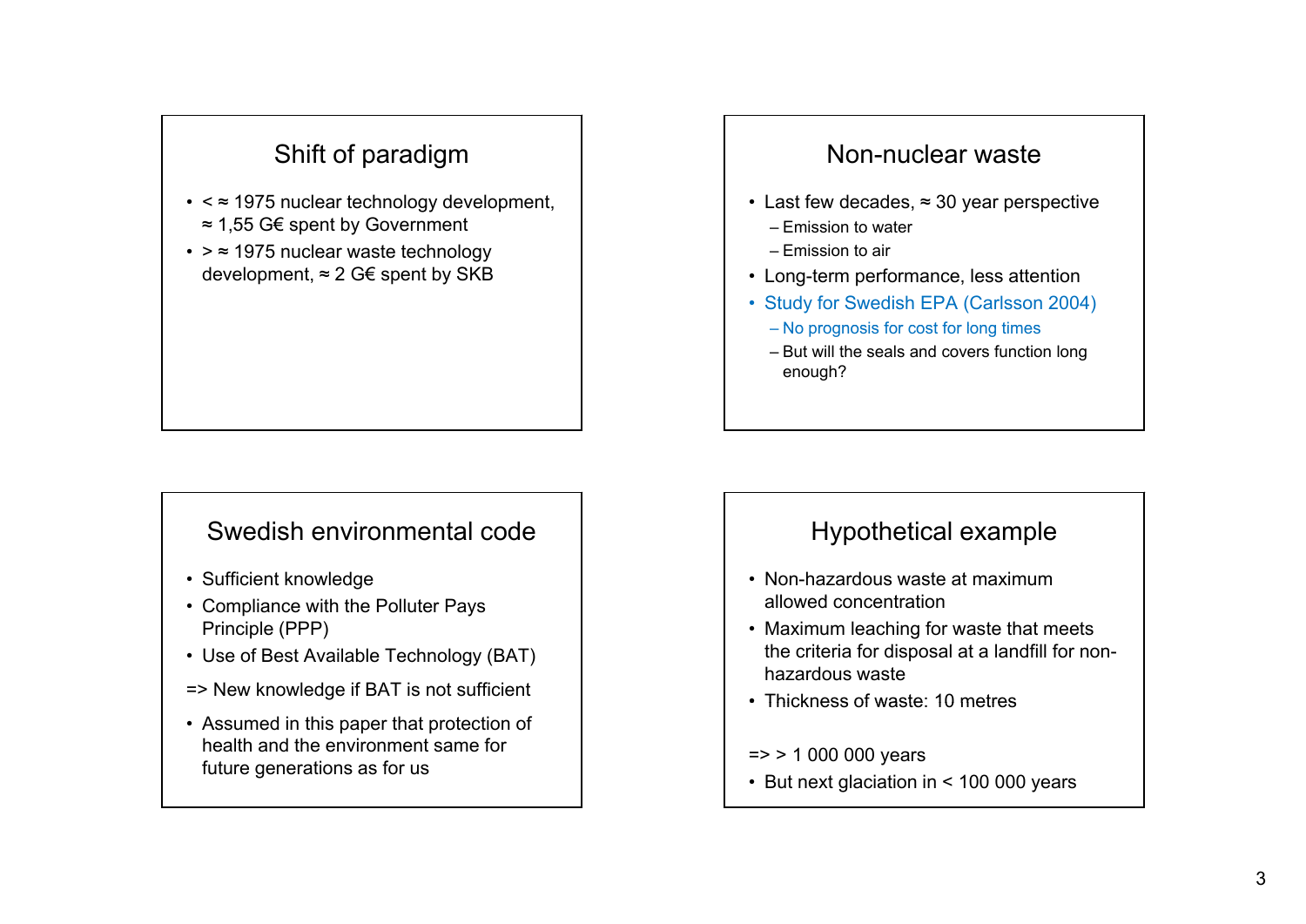## Shift of paradigm

- < ≈ 1975 nuclear technology development, ≈ 1,55 G€ spent by Government
- > ≈ 1975 nuclear waste technology development, ≈ 2 G€ spent by SKB

## Non-nuclear waste

- Last few decades, ≈ 30 year perspective
  - Emission to water
  - Emission to air
- Long-term performance, less attention
- Study for Swedish EPA (Carlsson 2004)
  - No prognosis for cost for long times
  - But will the seals and covers function long enough?

## Swedish environmental code

- Sufficient knowledge
- Compliance with the Polluter Pays Principle (PPP)
- Use of Best Available Technology (BAT)

=> New knowledge if BAT is not sufficient

- Assumed in this paper that protection of health and the environment same for future generations as for us

## Hypothetical example

- Non-hazardous waste at maximum allowed concentration
- Maximum leaching for waste that meets the criteria for disposal at a landfill for non-hazardous waste
- Thickness of waste: 10 metres

=> > 1 000 000 years

- But next glaciation in < 100 000 years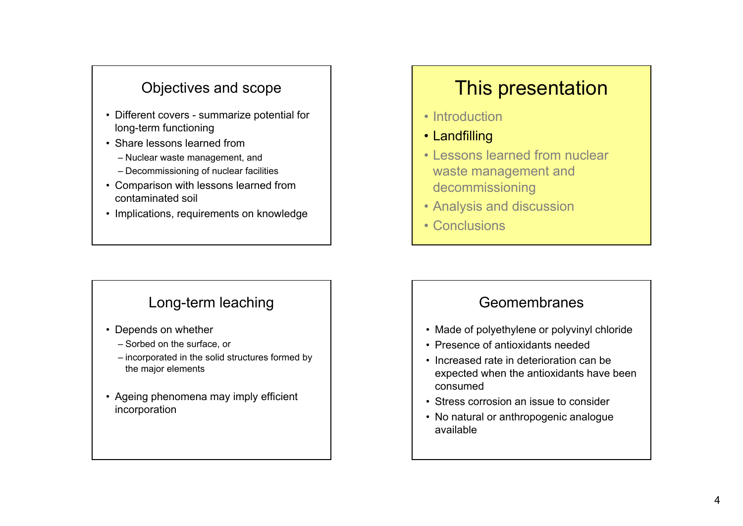## Objectives and scope

- Different covers - summarize potential for long-term functioning
- Share lessons learned from
  - Nuclear waste management, and
  - Decommissioning of nuclear facilities
- Comparison with lessons learned from contaminated soil
- Implications, requirements on knowledge

## This presentation

- Introduction
- Landfilling
- Lessons learned from nuclear waste management and decommissioning
- Analysis and discussion
- Conclusions

## Long-term leaching

- Depends on whether
  - Sorbed on the surface, or
  - incorporated in the solid structures formed by the major elements
- Ageing phenomena may imply efficient incorporation

## Geomembranes

- Made of polyethylene or polyvinyl chloride
- Presence of antioxidants needed
- Increased rate in deterioration can be expected when the antioxidants have been consumed
- Stress corrosion an issue to consider
- No natural or anthropogenic analogue available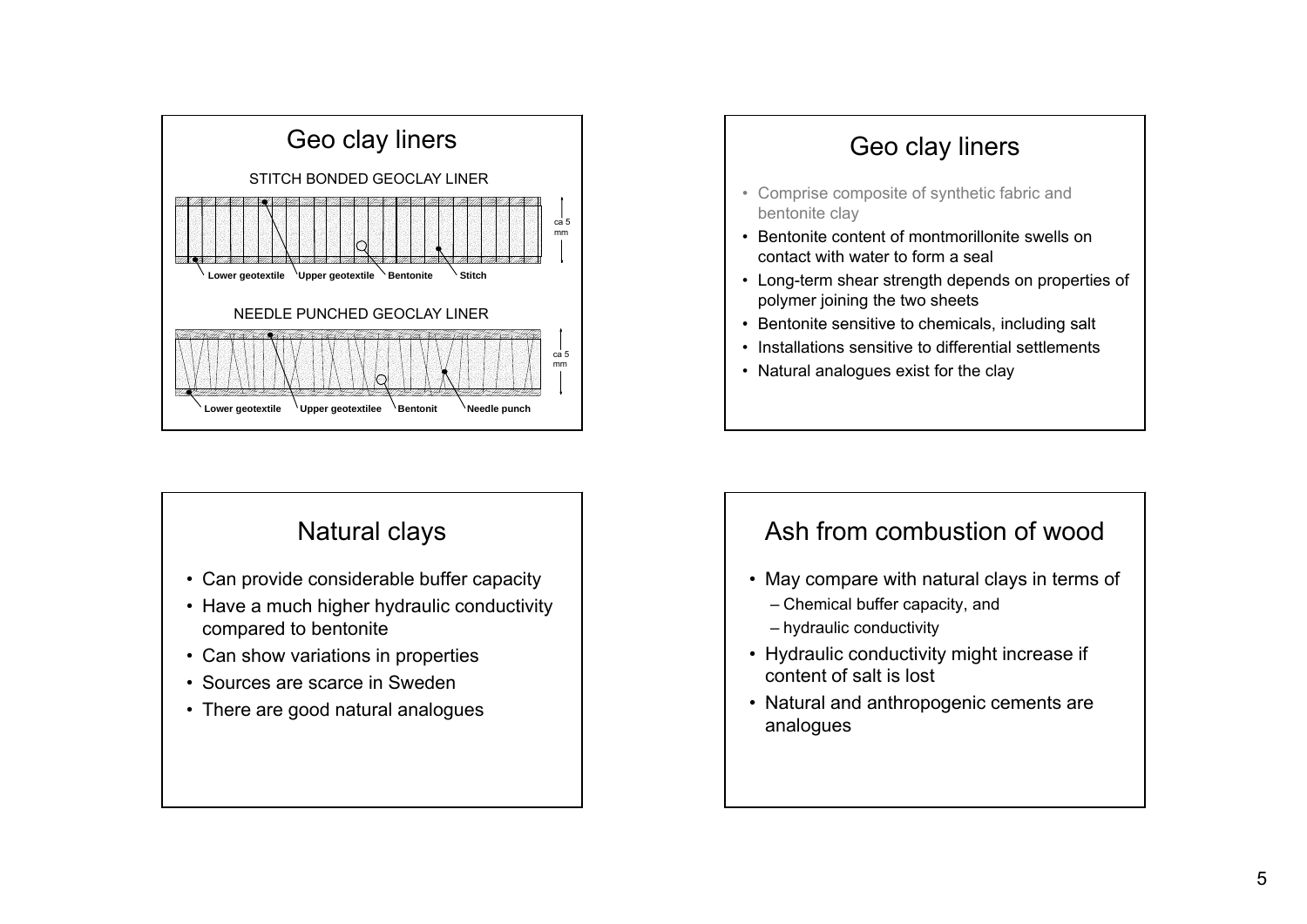## Geo clay liners

STITCH BONDED GEOCLAY LINER

Lower geotextile — Upper geotextile — Bentonite — Stitch — ca 5 mm

NEEDLE PUNCHED GEOCLAY LINER

Lower geotextile — Upper geotextilee — Bentonit — Needle punch — ca 5 mm

## Geo clay liners

- Comprise composite of synthetic fabric and bentonite clay
- Bentonite content of montmorillonite swells on contact with water to form a seal
- Long-term shear strength depends on properties of polymer joining the two sheets
- Bentonite sensitive to chemicals, including salt
- Installations sensitive to differential settlements
- Natural analogues exist for the clay

## Natural clays

- Can provide considerable buffer capacity
- Have a much higher hydraulic conductivity compared to bentonite
- Can show variations in properties
- Sources are scarce in Sweden
- There are good natural analogues

## Ash from combustion of wood

- May compare with natural clays in terms of
  - Chemical buffer capacity, and
  - hydraulic conductivity
- Hydraulic conductivity might increase if content of salt is lost
- Natural and anthropogenic cements are analogues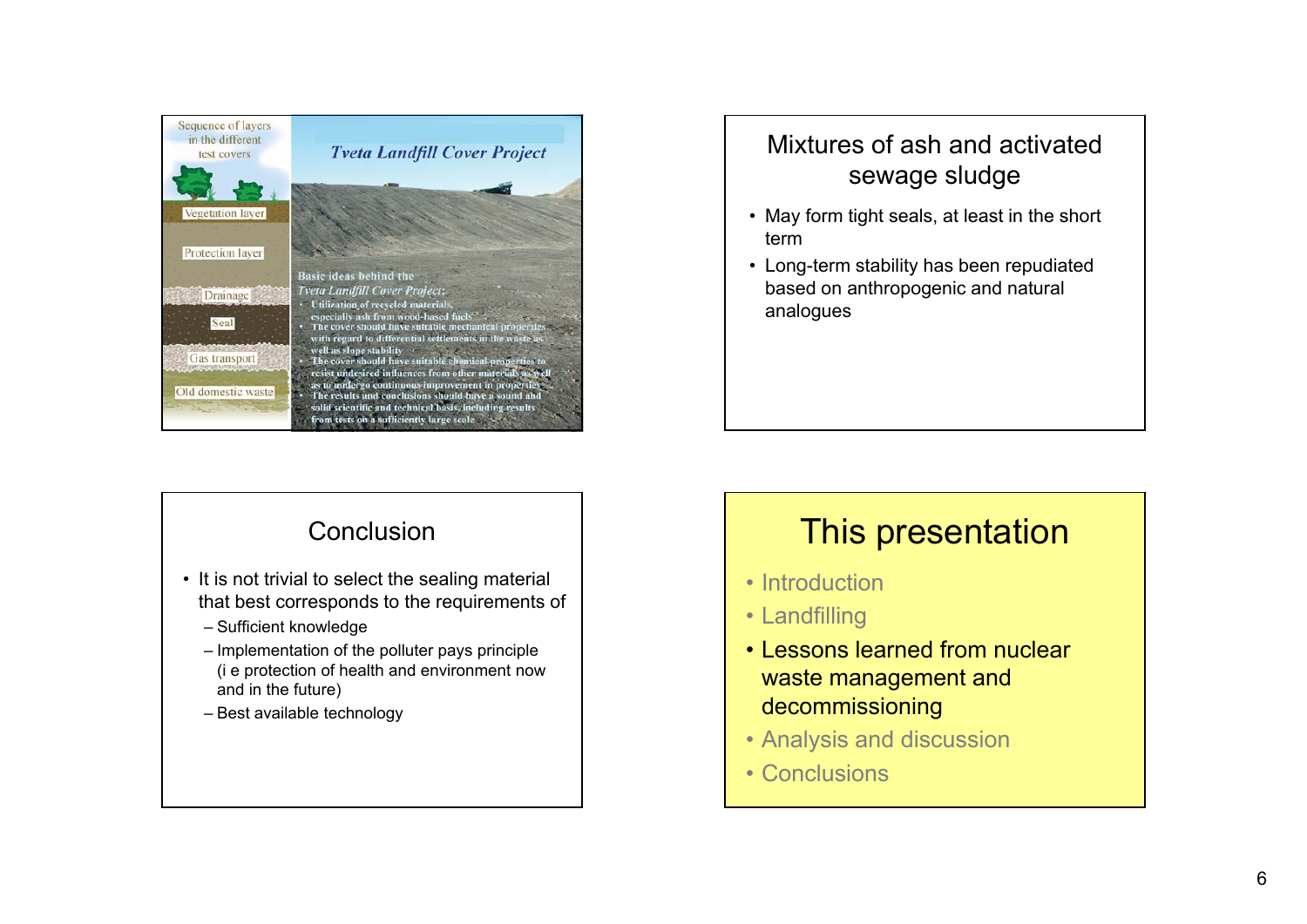Sequence of layers in the different test covers

Vegetation layer

Protection layer

Drainage

Seal

Gas transport

Old domestic waste

*Tveta Landfill Cover Project*

Basic ideas behind the *Tveta Landfill Cover Project*:

- Utilization of recycled materials, especially ash from wood-based fuels
- The cover should have suitable mechanical properties with regard to differential settlements in the waste as well as slope stability
- The cover should have suitable chemical properties to resist undesired influences from other materials as well as to undergo continuous improvement in properties
- The results and conclusions should have a sound and solid scientific and technical basis, including results from tests on a sufficiently large scale

## Mixtures of ash and activated sewage sludge

- May form tight seals, at least in the short term
- Long-term stability has been repudiated based on anthropogenic and natural analogues

## Conclusion

- It is not trivial to select the sealing material that best corresponds to the requirements of
  - Sufficient knowledge
  - Implementation of the polluter pays principle (i e protection of health and environment now and in the future)
  - Best available technology

## This presentation

- Introduction
- Landfilling
- Lessons learned from nuclear waste management and decommissioning
- Analysis and discussion
- Conclusions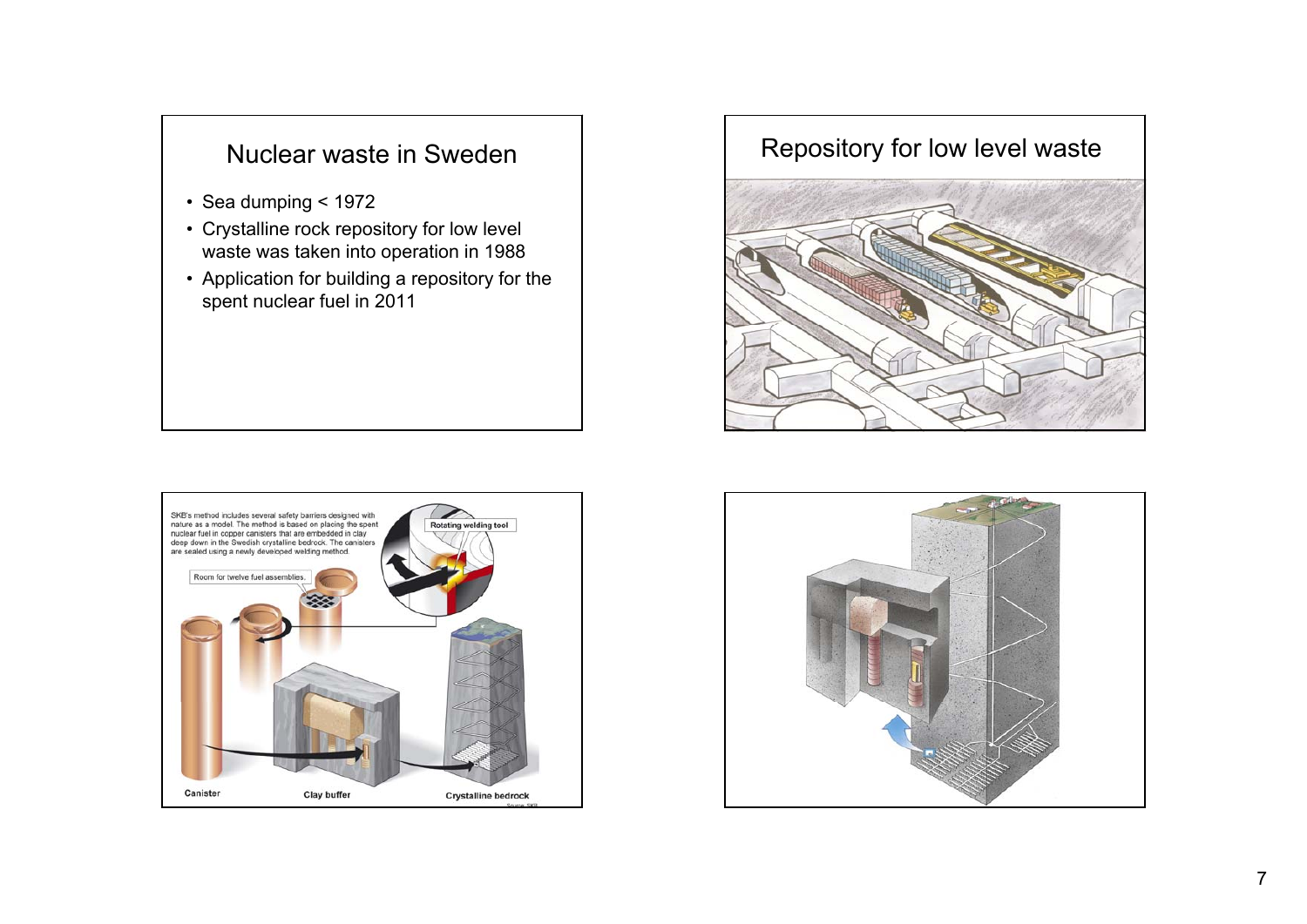## Nuclear waste in Sweden

- Sea dumping < 1972
- Crystalline rock repository for low level waste was taken into operation in 1988
- Application for building a repository for the spent nuclear fuel in 2011

## Repository for low level waste

SKB's method includes several safety barriers designed with nature as a model. The method is based on placing the spent nuclear fuel in copper canisters that are embedded in clay deep down in the Swedish crystalline bedrock. The canisters are sealed using a newly developed welding method.

Rotating welding tool

Room for twelve fuel assemblies.

Canister

Clay buffer

Crystalline bedrock

Source: SKB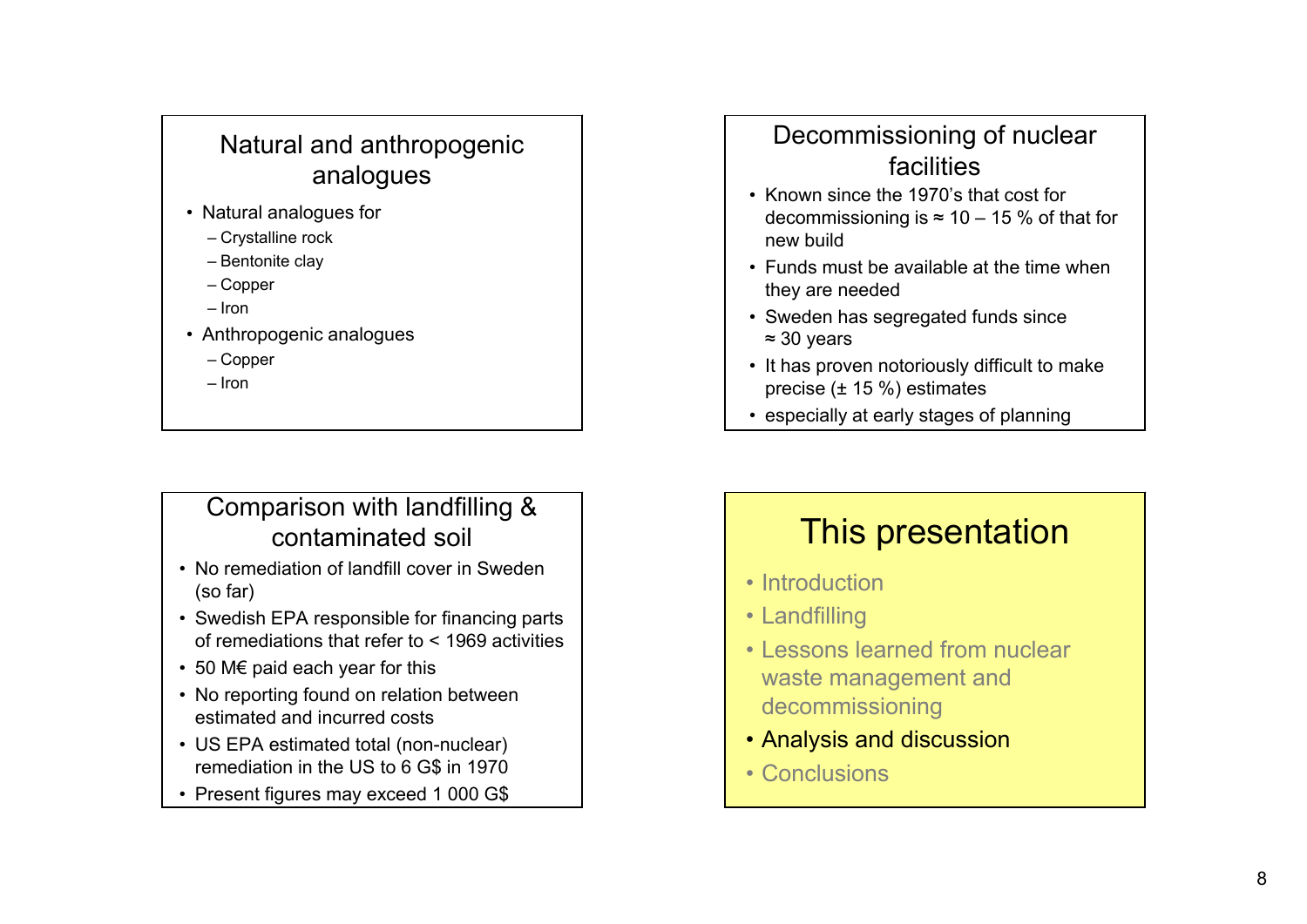## Natural and anthropogenic analogues

- Natural analogues for
  - Crystalline rock
  - Bentonite clay
  - Copper
  - Iron
- Anthropogenic analogues
  - Copper
  - Iron

## Decommissioning of nuclear facilities

- Known since the 1970's that cost for decommissioning is ≈ 10 – 15 % of that for new build
- Funds must be available at the time when they are needed
- Sweden has segregated funds since ≈ 30 years
- It has proven notoriously difficult to make precise (± 15 %) estimates
- especially at early stages of planning

## Comparison with landfilling & contaminated soil

- No remediation of landfill cover in Sweden (so far)
- Swedish EPA responsible for financing parts of remediations that refer to < 1969 activities
- 50 M€ paid each year for this
- No reporting found on relation between estimated and incurred costs
- US EPA estimated total (non-nuclear) remediation in the US to 6 G$ in 1970
- Present figures may exceed 1 000 G$

## This presentation

- Introduction
- Landfilling
- Lessons learned from nuclear waste management and decommissioning
- **Analysis and discussion**
- Conclusions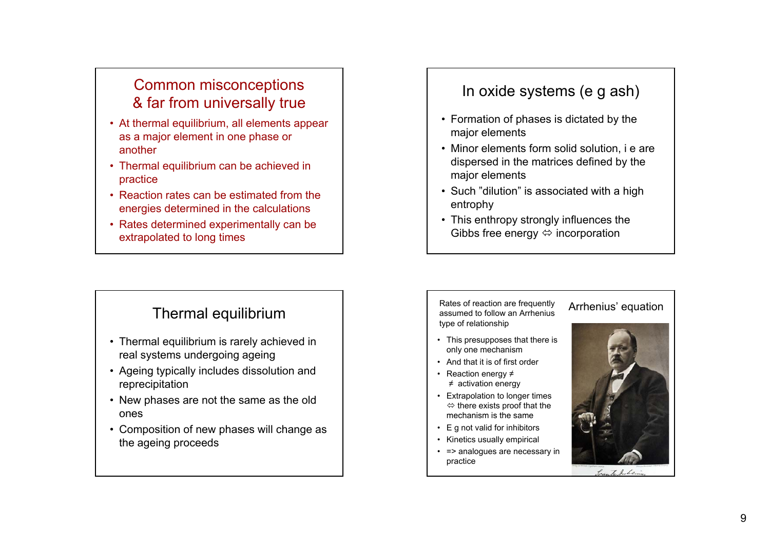## Common misconceptions & far from universally true

- At thermal equilibrium, all elements appear as a major element in one phase or another
- Thermal equilibrium can be achieved in practice
- Reaction rates can be estimated from the energies determined in the calculations
- Rates determined experimentally can be extrapolated to long times

## In oxide systems (e g ash)

- Formation of phases is dictated by the major elements
- Minor elements form solid solution, i e are dispersed in the matrices defined by the major elements
- Such "dilution" is associated with a high entrophy
- This enthropy strongly influences the Gibbs free energy ⇔ incorporation

## Thermal equilibrium

- Thermal equilibrium is rarely achieved in real systems undergoing ageing
- Ageing typically includes dissolution and reprecipitation
- New phases are not the same as the old ones
- Composition of new phases will change as the ageing proceeds

## Arrhenius' equation

Rates of reaction are frequently assumed to follow an Arrhenius type of relationship

- This presupposes that there is only one mechanism
- And that it is of first order
- Reaction energy ≠ ≠ activation energy
- Extrapolation to longer times ⇔ there exists proof that the mechanism is the same
- E g not valid for inhibitors
- Kinetics usually empirical
- => analogues are necessary in practice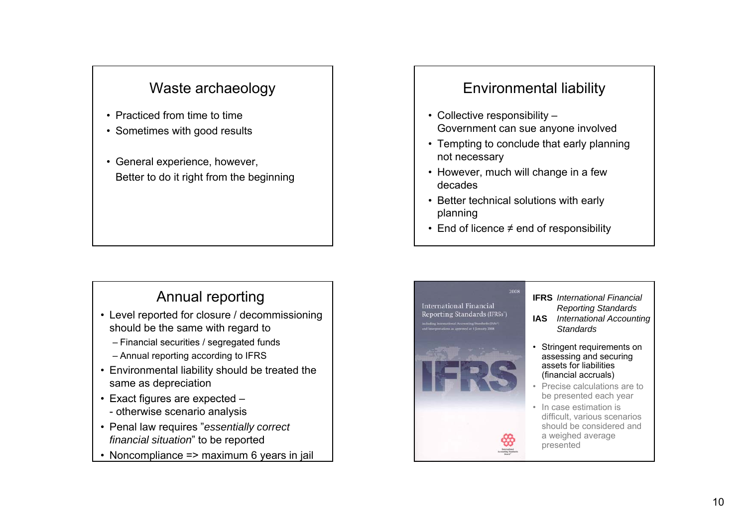## Waste archaeology

- Practiced from time to time
- Sometimes with good results
- General experience, however, Better to do it right from the beginning

## Environmental liability

- Collective responsibility – Government can sue anyone involved
- Tempting to conclude that early planning not necessary
- However, much will change in a few decades
- Better technical solutions with early planning
- End of licence ≠ end of responsibility

## Annual reporting

- Level reported for closure / decommissioning should be the same with regard to
  - Financial securities / segregated funds
  - Annual reporting according to IFRS
- Environmental liability should be treated the same as depreciation
- Exact figures are expected – - otherwise scenario analysis
- Penal law requires "*essentially correct financial situation*" to be reported
- Noncompliance => maximum 6 years in jail

2008

International Financial Reporting Standards (IFRSs®)

including International Accounting Standards (IASs®) and Interpretations as approved at 1 January 2008

IFRS

International Accounting Standards Board®

**IFRS** *International Financial Reporting Standards*
**IAS** *International Accounting Standards*

- Stringent requirements on assessing and securing assets for liabilities (financial accruals)
- Precise calculations are to be presented each year
- In case estimation is difficult, various scenarios should be considered and a weighed average presented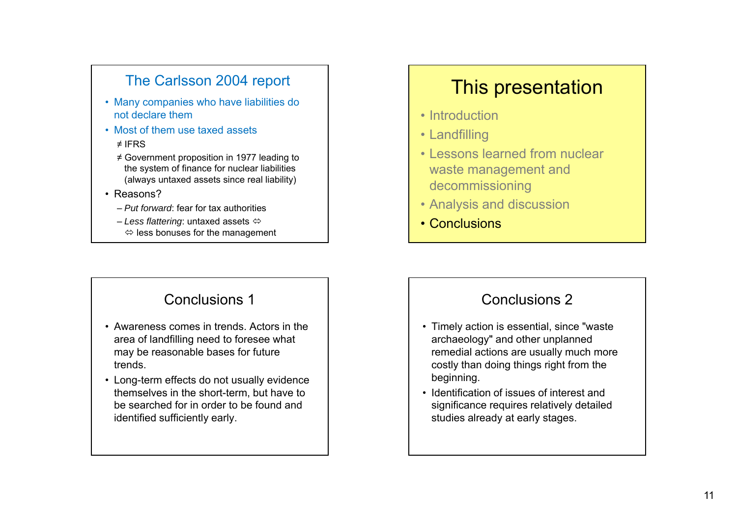## The Carlsson 2004 report

- Many companies who have liabilities do not declare them
- Most of them use taxed assets
  - ≠ IFRS
  - ≠ Government proposition in 1977 leading to the system of finance for nuclear liabilities (always untaxed assets since real liability)
- Reasons?
  - *Put forward*: fear for tax authorities
  - *Less flattering*: untaxed assets ⇔ ⇔ less bonuses for the management

## This presentation

- Introduction
- Landfilling
- Lessons learned from nuclear waste management and decommissioning
- Analysis and discussion
- Conclusions

## Conclusions 1

- Awareness comes in trends. Actors in the area of landfilling need to foresee what may be reasonable bases for future trends.
- Long-term effects do not usually evidence themselves in the short-term, but have to be searched for in order to be found and identified sufficiently early.

## Conclusions 2

- Timely action is essential, since "waste archaeology" and other unplanned remedial actions are usually much more costly than doing things right from the beginning.
- Identification of issues of interest and significance requires relatively detailed studies already at early stages.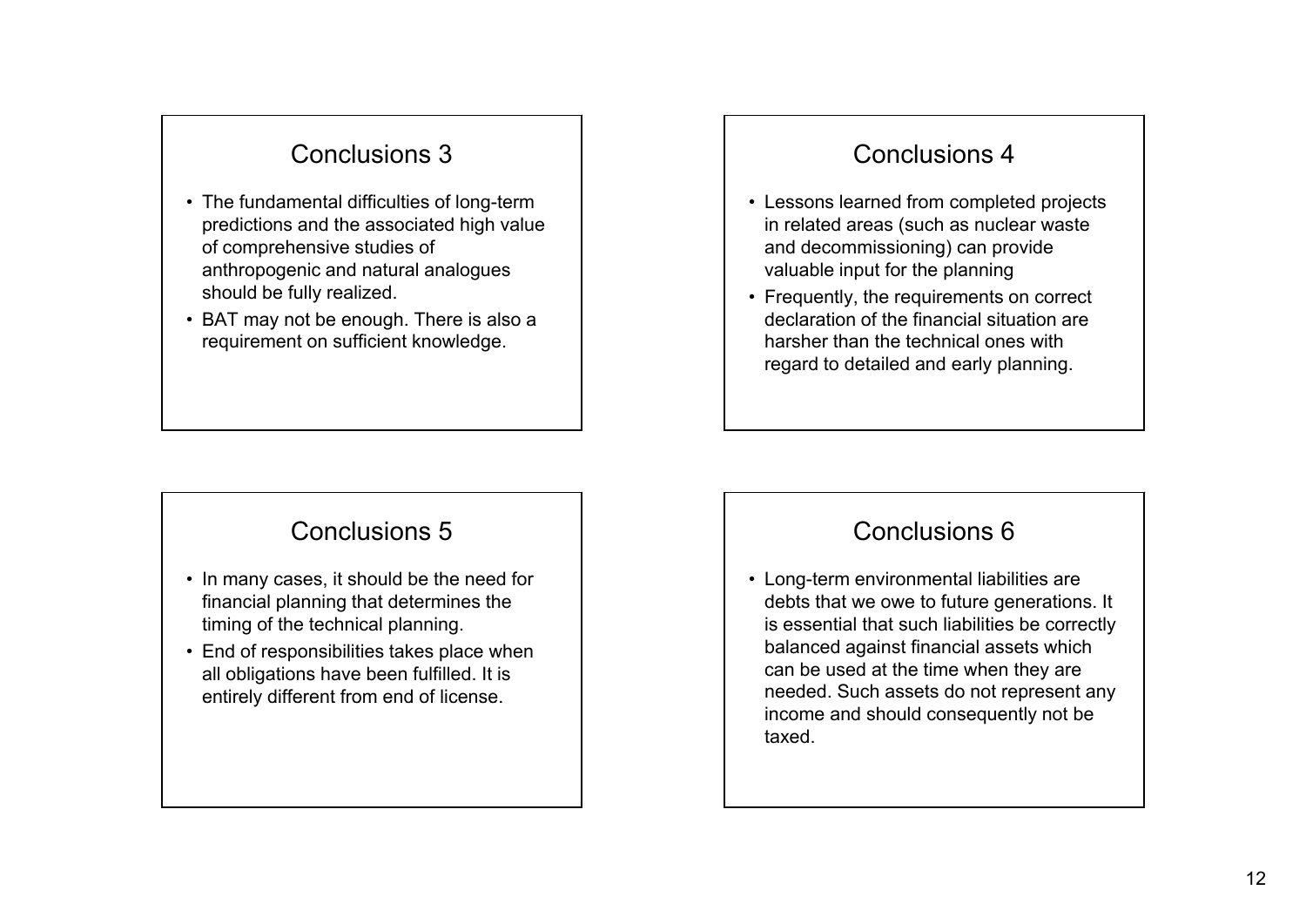## Conclusions 3

- The fundamental difficulties of long-term predictions and the associated high value of comprehensive studies of anthropogenic and natural analogues should be fully realized.
- BAT may not be enough. There is also a requirement on sufficient knowledge.

## Conclusions 4

- Lessons learned from completed projects in related areas (such as nuclear waste and decommissioning) can provide valuable input for the planning
- Frequently, the requirements on correct declaration of the financial situation are harsher than the technical ones with regard to detailed and early planning.

## Conclusions 5

- In many cases, it should be the need for financial planning that determines the timing of the technical planning.
- End of responsibilities takes place when all obligations have been fulfilled. It is entirely different from end of license.

## Conclusions 6

- Long-term environmental liabilities are debts that we owe to future generations. It is essential that such liabilities be correctly balanced against financial assets which can be used at the time when they are needed. Such assets do not represent any income and should consequently not be taxed.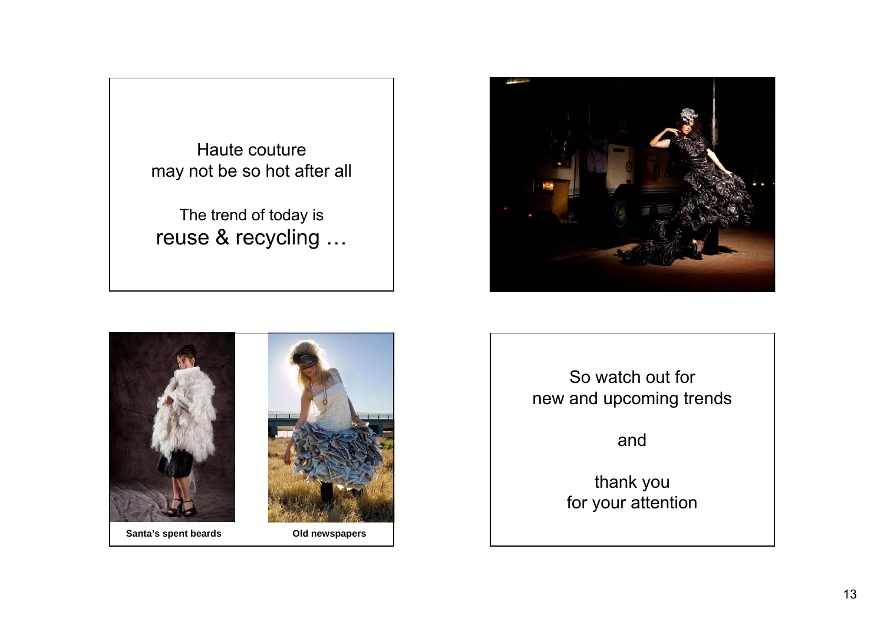Haute couture
may not be so hot after all

The trend of today is
reuse & recycling …

**Santa's spent beards**

**Old newspapers**

So watch out for
new and upcoming trends

and

thank you
for your attention